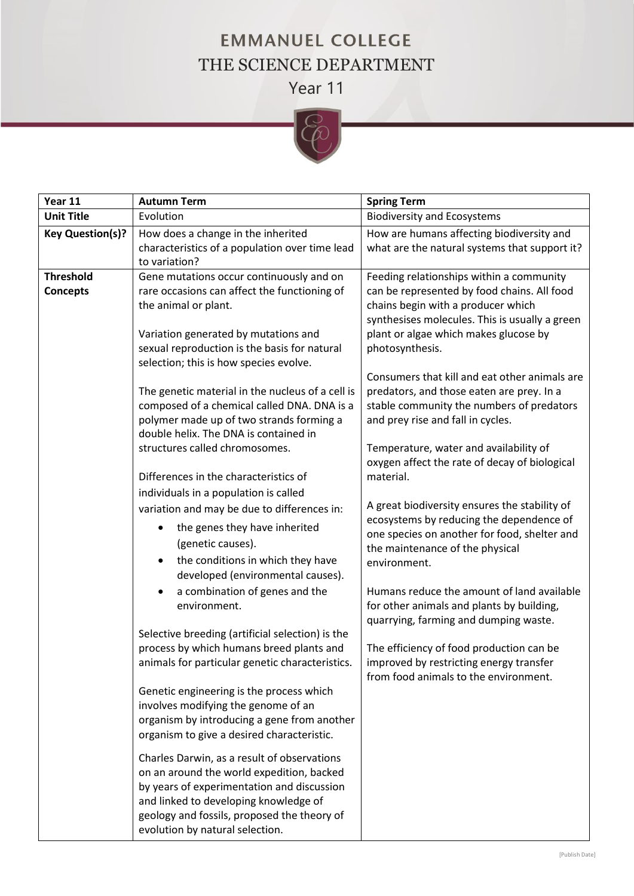# EMMANUEL COLLEGE

## THE SCIENCE DEPARTMENT

### Year 11

| Year 11 | Autumn Term | Spring Term |
|---|---|---|
| **Unit Title** | Evolution | Biodiversity and Ecosystems |
| **Key Question(s)?** | How does a change in the inherited characteristics of a population over time lead to variation? | How are humans affecting biodiversity and what are the natural systems that support it? |
| **Threshold Concepts** | Gene mutations occur continuously and on rare occasions can affect the functioning of the animal or plant.<br><br>Variation generated by mutations and sexual reproduction is the basis for natural selection; this is how species evolve.<br><br>The genetic material in the nucleus of a cell is composed of a chemical called DNA. DNA is a polymer made up of two strands forming a double helix. The DNA is contained in structures called chromosomes.<br><br>Differences in the characteristics of individuals in a population is called variation and may be due to differences in:<br>• the genes they have inherited (genetic causes).<br>• the conditions in which they have developed (environmental causes).<br>• a combination of genes and the environment.<br><br>Selective breeding (artificial selection) is the process by which humans breed plants and animals for particular genetic characteristics.<br><br>Genetic engineering is the process which involves modifying the genome of an organism by introducing a gene from another organism to give a desired characteristic.<br><br>Charles Darwin, as a result of observations on an around the world expedition, backed by years of experimentation and discussion and linked to developing knowledge of geology and fossils, proposed the theory of evolution by natural selection. | Feeding relationships within a community can be represented by food chains. All food chains begin with a producer which synthesises molecules. This is usually a green plant or algae which makes glucose by photosynthesis.<br><br>Consumers that kill and eat other animals are predators, and those eaten are prey. In a stable community the numbers of predators and prey rise and fall in cycles.<br><br>Temperature, water and availability of oxygen affect the rate of decay of biological material.<br><br>A great biodiversity ensures the stability of ecosystems by reducing the dependence of one species on another for food, shelter and the maintenance of the physical environment.<br><br>Humans reduce the amount of land available for other animals and plants by building, quarrying, farming and dumping waste.<br><br>The efficiency of food production can be improved by restricting energy transfer from food animals to the environment. |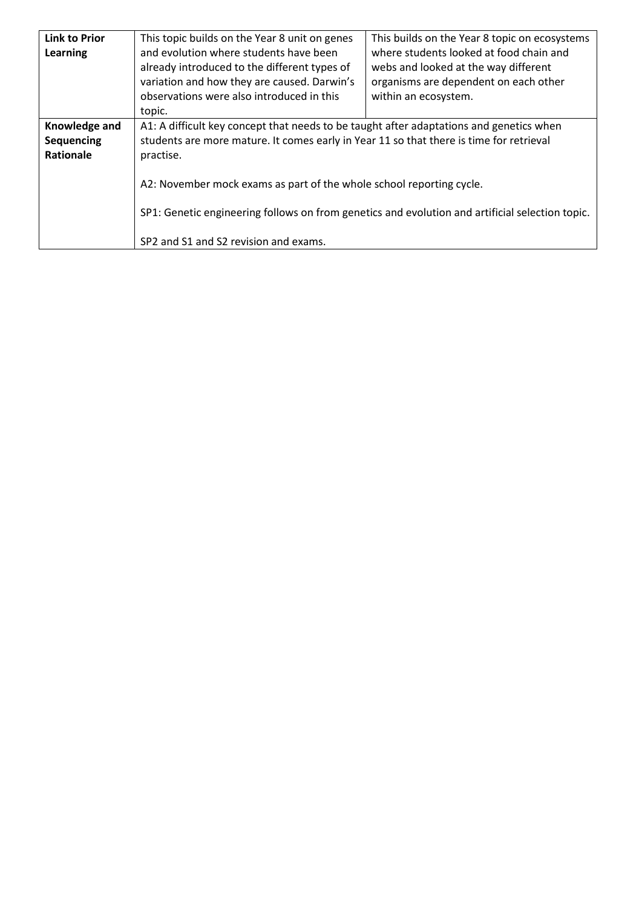| | | |
|---|---|---|
| **Link to Prior Learning** | This topic builds on the Year 8 unit on genes and evolution where students have been already introduced to the different types of variation and how they are caused. Darwin's observations were also introduced in this topic. | This builds on the Year 8 topic on ecosystems where students looked at food chain and webs and looked at the way different organisms are dependent on each other within an ecosystem. |
| **Knowledge and Sequencing Rationale** | A1: A difficult key concept that needs to be taught after adaptations and genetics when students are more mature. It comes early in Year 11 so that there is time for retrieval practise.<br><br>A2: November mock exams as part of the whole school reporting cycle.<br><br>SP1: Genetic engineering follows on from genetics and evolution and artificial selection topic.<br><br>SP2 and S1 and S2 revision and exams. | |